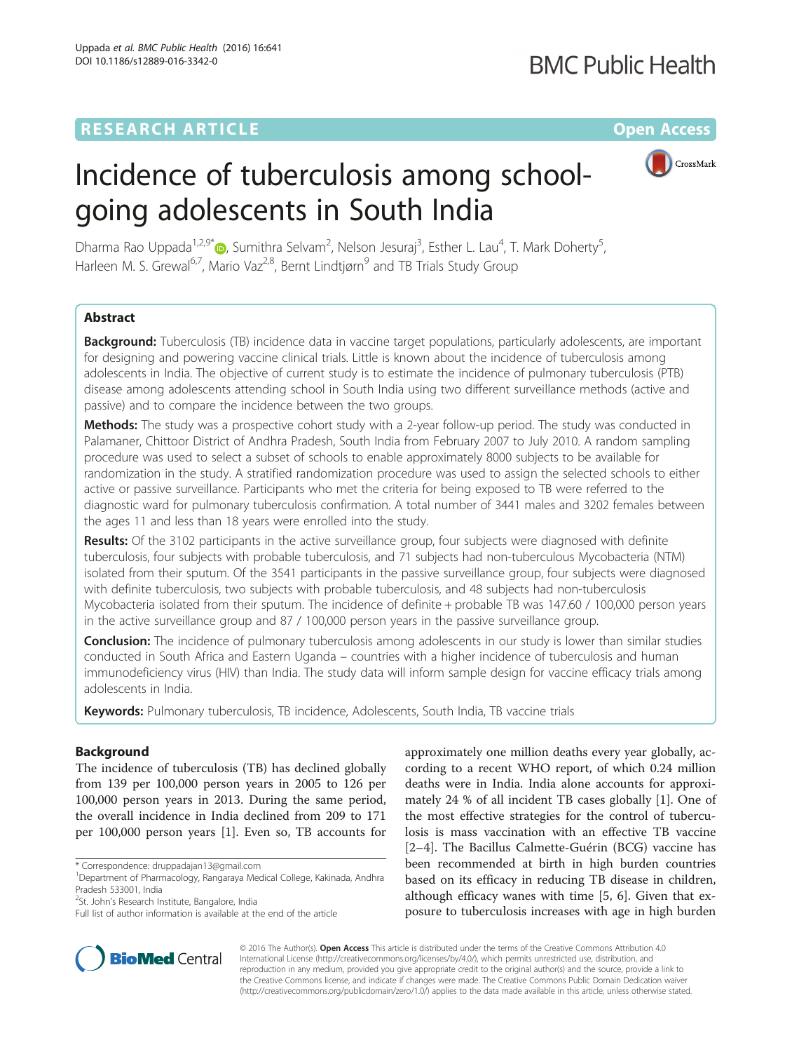RESEARCH ARTICLE

Open Access

# Incidence of tuberculosis among school-going adolescents in South India

Dharma Rao Uppada[1,2,9*], Sumithra Selvam[2], Nelson Jesuraj[3], Esther L. Lau[4], T. Mark Doherty[5], Harleen M. S. Grewal[6,7], Mario Vaz[2,8], Bernt Lindtjørn[9] and TB Trials Study Group

## Abstract

**Background:** Tuberculosis (TB) incidence data in vaccine target populations, particularly adolescents, are important for designing and powering vaccine clinical trials. Little is known about the incidence of tuberculosis among adolescents in India. The objective of current study is to estimate the incidence of pulmonary tuberculosis (PTB) disease among adolescents attending school in South India using two different surveillance methods (active and passive) and to compare the incidence between the two groups.

**Methods:** The study was a prospective cohort study with a 2-year follow-up period. The study was conducted in Palamaner, Chittoor District of Andhra Pradesh, South India from February 2007 to July 2010. A random sampling procedure was used to select a subset of schools to enable approximately 8000 subjects to be available for randomization in the study. A stratified randomization procedure was used to assign the selected schools to either active or passive surveillance. Participants who met the criteria for being exposed to TB were referred to the diagnostic ward for pulmonary tuberculosis confirmation. A total number of 3441 males and 3202 females between the ages 11 and less than 18 years were enrolled into the study.

**Results:** Of the 3102 participants in the active surveillance group, four subjects were diagnosed with definite tuberculosis, four subjects with probable tuberculosis, and 71 subjects had non-tuberculous Mycobacteria (NTM) isolated from their sputum. Of the 3541 participants in the passive surveillance group, four subjects were diagnosed with definite tuberculosis, two subjects with probable tuberculosis, and 48 subjects had non-tuberculosis Mycobacteria isolated from their sputum. The incidence of definite + probable TB was 147.60 / 100,000 person years in the active surveillance group and 87 / 100,000 person years in the passive surveillance group.

**Conclusion:** The incidence of pulmonary tuberculosis among adolescents in our study is lower than similar studies conducted in South Africa and Eastern Uganda – countries with a higher incidence of tuberculosis and human immunodeficiency virus (HIV) than India. The study data will inform sample design for vaccine efficacy trials among adolescents in India.

**Keywords:** Pulmonary tuberculosis, TB incidence, Adolescents, South India, TB vaccine trials

## Background

The incidence of tuberculosis (TB) has declined globally from 139 per 100,000 person years in 2005 to 126 per 100,000 person years in 2013. During the same period, the overall incidence in India declined from 209 to 171 per 100,000 person years [1]. Even so, TB accounts for approximately one million deaths every year globally, according to a recent WHO report, of which 0.24 million deaths were in India. India alone accounts for approximately 24 % of all incident TB cases globally [1]. One of the most effective strategies for the control of tuberculosis is mass vaccination with an effective TB vaccine [2–4]. The Bacillus Calmette-Guérin (BCG) vaccine has been recommended at birth in high burden countries based on its efficacy in reducing TB disease in children, although efficacy wanes with time [5, 6]. Given that exposure to tuberculosis increases with age in high burden

* Correspondence: druppadajan13@gmail.com
[1]Department of Pharmacology, Rangaraya Medical College, Kakinada, Andhra Pradesh 533001, India
[2]St. John's Research Institute, Bangalore, India
Full list of author information is available at the end of the article

© 2016 The Author(s). **Open Access** This article is distributed under the terms of the Creative Commons Attribution 4.0 International License (http://creativecommons.org/licenses/by/4.0/), which permits unrestricted use, distribution, and reproduction in any medium, provided you give appropriate credit to the original author(s) and the source, provide a link to the Creative Commons license, and indicate if changes were made. The Creative Commons Public Domain Dedication waiver (http://creativecommons.org/publicdomain/zero/1.0/) applies to the data made available in this article, unless otherwise stated.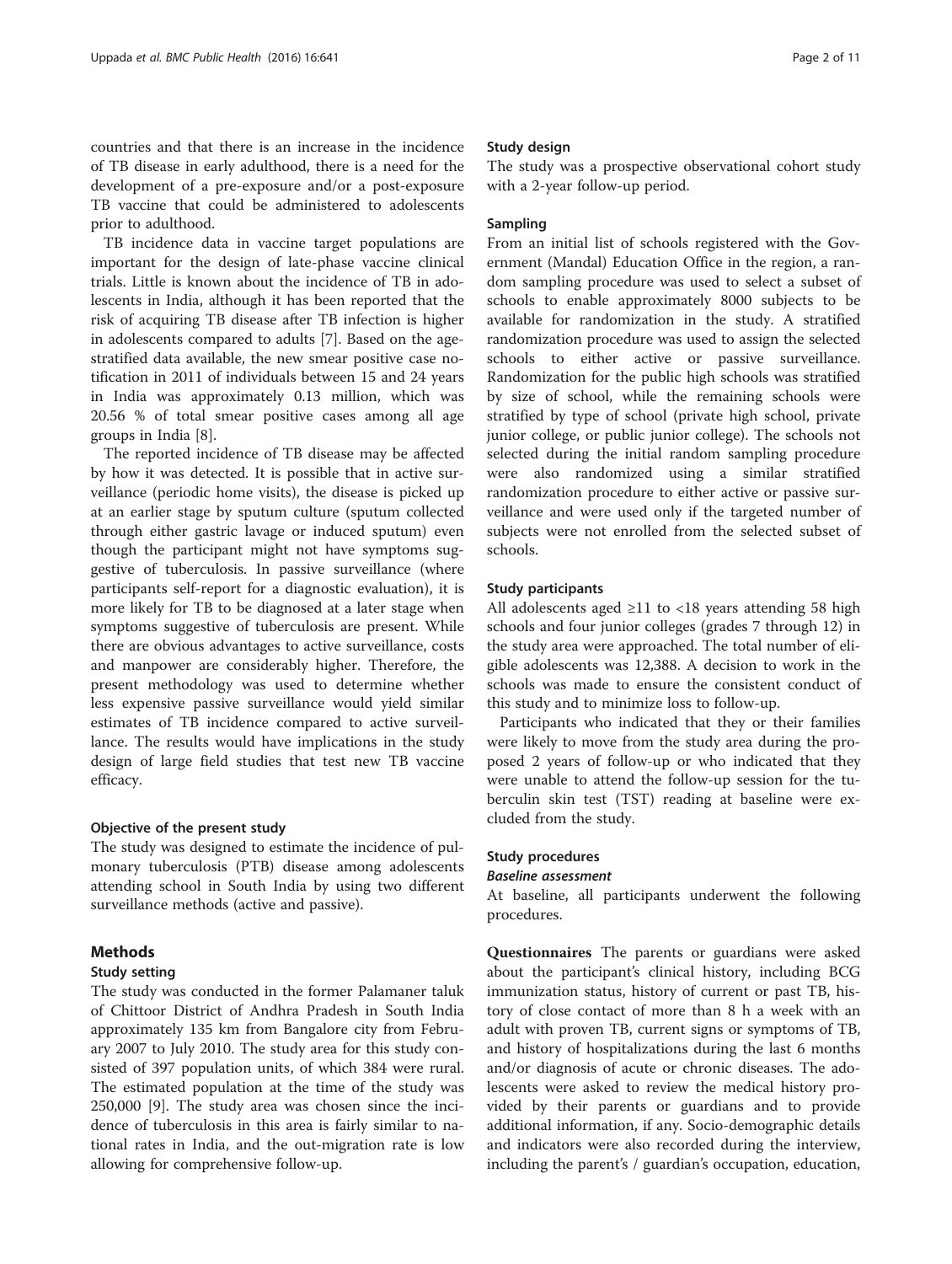countries and that there is an increase in the incidence of TB disease in early adulthood, there is a need for the development of a pre-exposure and/or a post-exposure TB vaccine that could be administered to adolescents prior to adulthood.

TB incidence data in vaccine target populations are important for the design of late-phase vaccine clinical trials. Little is known about the incidence of TB in adolescents in India, although it has been reported that the risk of acquiring TB disease after TB infection is higher in adolescents compared to adults [7]. Based on the age-stratified data available, the new smear positive case notification in 2011 of individuals between 15 and 24 years in India was approximately 0.13 million, which was 20.56 % of total smear positive cases among all age groups in India [8].

The reported incidence of TB disease may be affected by how it was detected. It is possible that in active surveillance (periodic home visits), the disease is picked up at an earlier stage by sputum culture (sputum collected through either gastric lavage or induced sputum) even though the participant might not have symptoms suggestive of tuberculosis. In passive surveillance (where participants self-report for a diagnostic evaluation), it is more likely for TB to be diagnosed at a later stage when symptoms suggestive of tuberculosis are present. While there are obvious advantages to active surveillance, costs and manpower are considerably higher. Therefore, the present methodology was used to determine whether less expensive passive surveillance would yield similar estimates of TB incidence compared to active surveillance. The results would have implications in the study design of large field studies that test new TB vaccine efficacy.

### Objective of the present study

The study was designed to estimate the incidence of pulmonary tuberculosis (PTB) disease among adolescents attending school in South India by using two different surveillance methods (active and passive).

## Methods

### Study setting

The study was conducted in the former Palamaner taluk of Chittoor District of Andhra Pradesh in South India approximately 135 km from Bangalore city from February 2007 to July 2010. The study area for this study consisted of 397 population units, of which 384 were rural. The estimated population at the time of the study was 250,000 [9]. The study area was chosen since the incidence of tuberculosis in this area is fairly similar to national rates in India, and the out-migration rate is low allowing for comprehensive follow-up.

### Study design

The study was a prospective observational cohort study with a 2-year follow-up period.

### Sampling

From an initial list of schools registered with the Government (Mandal) Education Office in the region, a random sampling procedure was used to select a subset of schools to enable approximately 8000 subjects to be available for randomization in the study. A stratified randomization procedure was used to assign the selected schools to either active or passive surveillance. Randomization for the public high schools was stratified by size of school, while the remaining schools were stratified by type of school (private high school, private junior college, or public junior college). The schools not selected during the initial random sampling procedure were also randomized using a similar stratified randomization procedure to either active or passive surveillance and were used only if the targeted number of subjects were not enrolled from the selected subset of schools.

### Study participants

All adolescents aged ≥11 to <18 years attending 58 high schools and four junior colleges (grades 7 through 12) in the study area were approached. The total number of eligible adolescents was 12,388. A decision to work in the schools was made to ensure the consistent conduct of this study and to minimize loss to follow-up.

Participants who indicated that they or their families were likely to move from the study area during the proposed 2 years of follow-up or who indicated that they were unable to attend the follow-up session for the tuberculin skin test (TST) reading at baseline were excluded from the study.

### Study procedures

#### *Baseline assessment*

At baseline, all participants underwent the following procedures.

**Questionnaires** The parents or guardians were asked about the participant's clinical history, including BCG immunization status, history of current or past TB, history of close contact of more than 8 h a week with an adult with proven TB, current signs or symptoms of TB, and history of hospitalizations during the last 6 months and/or diagnosis of acute or chronic diseases. The adolescents were asked to review the medical history provided by their parents or guardians and to provide additional information, if any. Socio-demographic details and indicators were also recorded during the interview, including the parent's / guardian's occupation, education,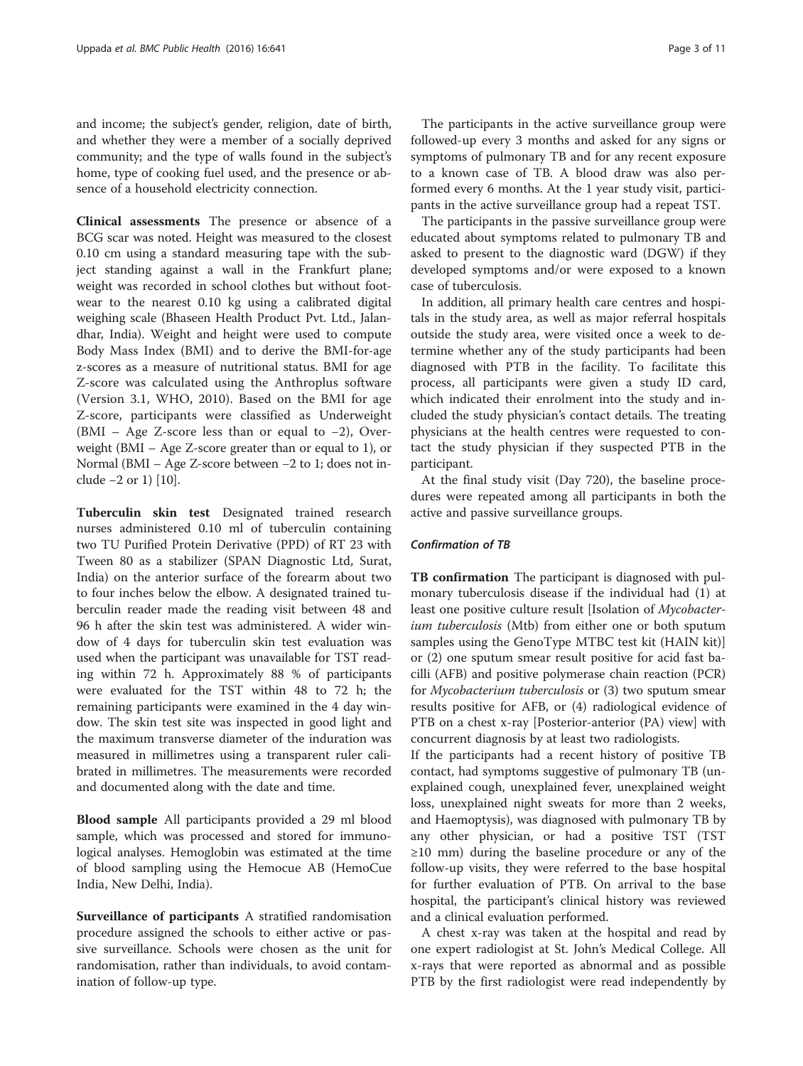and income; the subject's gender, religion, date of birth, and whether they were a member of a socially deprived community; and the type of walls found in the subject's home, type of cooking fuel used, and the presence or absence of a household electricity connection.

**Clinical assessments** The presence or absence of a BCG scar was noted. Height was measured to the closest 0.10 cm using a standard measuring tape with the subject standing against a wall in the Frankfurt plane; weight was recorded in school clothes but without footwear to the nearest 0.10 kg using a calibrated digital weighing scale (Bhaseen Health Product Pvt. Ltd., Jalandhar, India). Weight and height were used to compute Body Mass Index (BMI) and to derive the BMI-for-age z-scores as a measure of nutritional status. BMI for age Z-score was calculated using the Anthroplus software (Version 3.1, WHO, 2010). Based on the BMI for age Z-score, participants were classified as Underweight (BMI – Age Z-score less than or equal to −2), Overweight (BMI – Age Z-score greater than or equal to 1), or Normal (BMI – Age Z-score between −2 to 1; does not include −2 or 1) [10].

**Tuberculin skin test** Designated trained research nurses administered 0.10 ml of tuberculin containing two TU Purified Protein Derivative (PPD) of RT 23 with Tween 80 as a stabilizer (SPAN Diagnostic Ltd, Surat, India) on the anterior surface of the forearm about two to four inches below the elbow. A designated trained tuberculin reader made the reading visit between 48 and 96 h after the skin test was administered. A wider window of 4 days for tuberculin skin test evaluation was used when the participant was unavailable for TST reading within 72 h. Approximately 88 % of participants were evaluated for the TST within 48 to 72 h; the remaining participants were examined in the 4 day window. The skin test site was inspected in good light and the maximum transverse diameter of the induration was measured in millimetres using a transparent ruler calibrated in millimetres. The measurements were recorded and documented along with the date and time.

**Blood sample** All participants provided a 29 ml blood sample, which was processed and stored for immunological analyses. Hemoglobin was estimated at the time of blood sampling using the Hemocue AB (HemoCue India, New Delhi, India).

**Surveillance of participants** A stratified randomisation procedure assigned the schools to either active or passive surveillance. Schools were chosen as the unit for randomisation, rather than individuals, to avoid contamination of follow-up type.

The participants in the active surveillance group were followed-up every 3 months and asked for any signs or symptoms of pulmonary TB and for any recent exposure to a known case of TB. A blood draw was also performed every 6 months. At the 1 year study visit, participants in the active surveillance group had a repeat TST.

The participants in the passive surveillance group were educated about symptoms related to pulmonary TB and asked to present to the diagnostic ward (DGW) if they developed symptoms and/or were exposed to a known case of tuberculosis.

In addition, all primary health care centres and hospitals in the study area, as well as major referral hospitals outside the study area, were visited once a week to determine whether any of the study participants had been diagnosed with PTB in the facility. To facilitate this process, all participants were given a study ID card, which indicated their enrolment into the study and included the study physician's contact details. The treating physicians at the health centres were requested to contact the study physician if they suspected PTB in the participant.

At the final study visit (Day 720), the baseline procedures were repeated among all participants in both the active and passive surveillance groups.

#### *Confirmation of TB*

**TB confirmation** The participant is diagnosed with pulmonary tuberculosis disease if the individual had (1) at least one positive culture result [Isolation of *Mycobacterium tuberculosis* (Mtb) from either one or both sputum samples using the GenoType MTBC test kit (HAIN kit)] or (2) one sputum smear result positive for acid fast bacilli (AFB) and positive polymerase chain reaction (PCR) for *Mycobacterium tuberculosis* or (3) two sputum smear results positive for AFB, or (4) radiological evidence of PTB on a chest x-ray [Posterior-anterior (PA) view] with concurrent diagnosis by at least two radiologists.

If the participants had a recent history of positive TB contact, had symptoms suggestive of pulmonary TB (unexplained cough, unexplained fever, unexplained weight loss, unexplained night sweats for more than 2 weeks, and Haemoptysis), was diagnosed with pulmonary TB by any other physician, or had a positive TST (TST ≥10 mm) during the baseline procedure or any of the follow-up visits, they were referred to the base hospital for further evaluation of PTB. On arrival to the base hospital, the participant's clinical history was reviewed and a clinical evaluation performed.

A chest x-ray was taken at the hospital and read by one expert radiologist at St. John's Medical College. All x-rays that were reported as abnormal and as possible PTB by the first radiologist were read independently by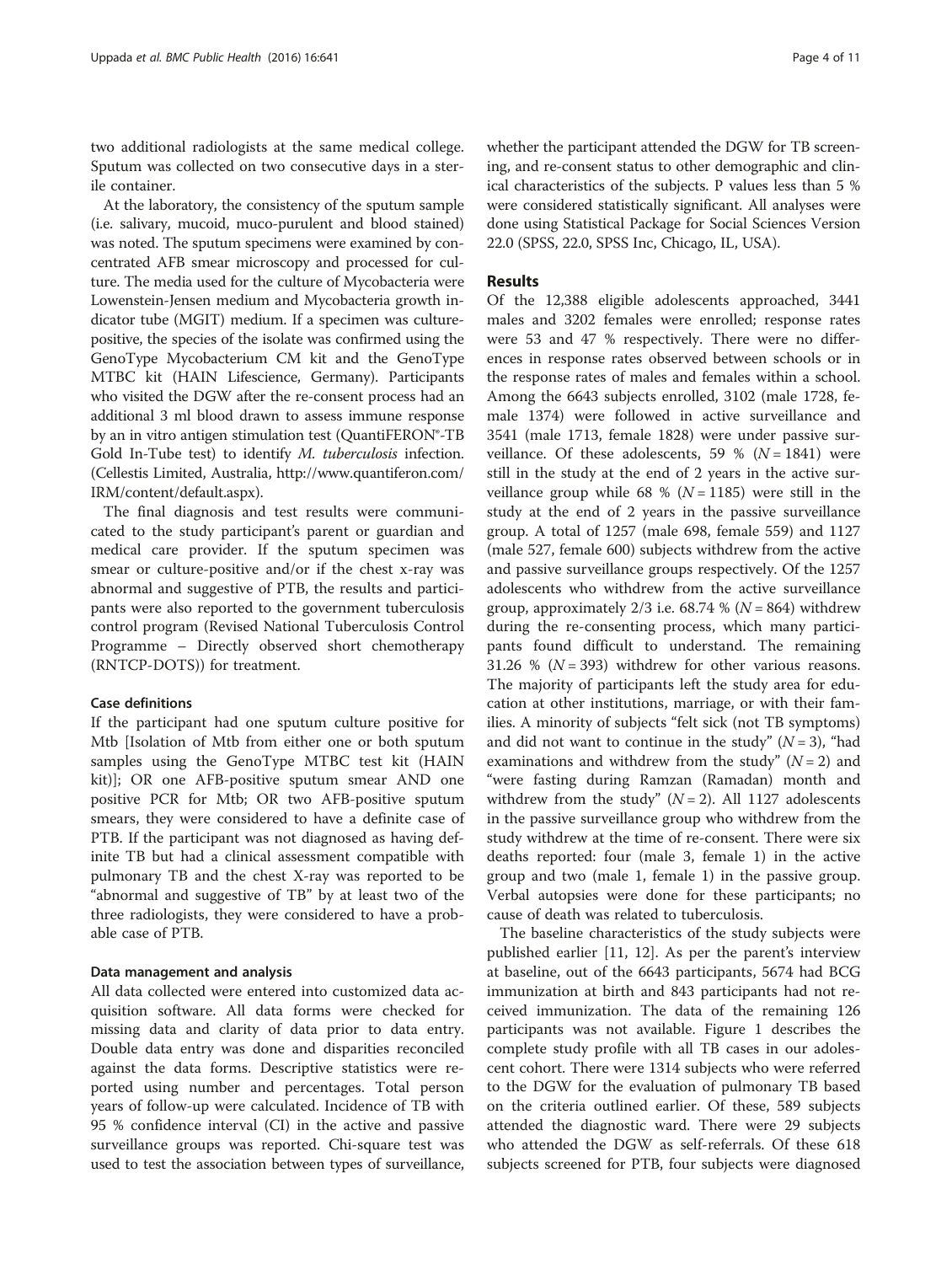two additional radiologists at the same medical college. Sputum was collected on two consecutive days in a sterile container.

At the laboratory, the consistency of the sputum sample (i.e. salivary, mucoid, muco-purulent and blood stained) was noted. The sputum specimens were examined by concentrated AFB smear microscopy and processed for culture. The media used for the culture of Mycobacteria were Lowenstein-Jensen medium and Mycobacteria growth indicator tube (MGIT) medium. If a specimen was culture-positive, the species of the isolate was confirmed using the GenoType Mycobacterium CM kit and the GenoType MTBC kit (HAIN Lifescience, Germany). Participants who visited the DGW after the re-consent process had an additional 3 ml blood drawn to assess immune response by an in vitro antigen stimulation test (QuantiFERON®-TB Gold In-Tube test) to identify *M. tuberculosis* infection. (Cellestis Limited, Australia, http://www.quantiferon.com/IRM/content/default.aspx).

The final diagnosis and test results were communicated to the study participant's parent or guardian and medical care provider. If the sputum specimen was smear or culture-positive and/or if the chest x-ray was abnormal and suggestive of PTB, the results and participants were also reported to the government tuberculosis control program (Revised National Tuberculosis Control Programme – Directly observed short chemotherapy (RNTCP-DOTS)) for treatment.

### Case definitions

If the participant had one sputum culture positive for Mtb [Isolation of Mtb from either one or both sputum samples using the GenoType MTBC test kit (HAIN kit)]; OR one AFB-positive sputum smear AND one positive PCR for Mtb; OR two AFB-positive sputum smears, they were considered to have a definite case of PTB. If the participant was not diagnosed as having definite TB but had a clinical assessment compatible with pulmonary TB and the chest X-ray was reported to be "abnormal and suggestive of TB" by at least two of the three radiologists, they were considered to have a probable case of PTB.

### Data management and analysis

All data collected were entered into customized data acquisition software. All data forms were checked for missing data and clarity of data prior to data entry. Double data entry was done and disparities reconciled against the data forms. Descriptive statistics were reported using number and percentages. Total person years of follow-up were calculated. Incidence of TB with 95 % confidence interval (CI) in the active and passive surveillance groups was reported. Chi-square test was used to test the association between types of surveillance, whether the participant attended the DGW for TB screening, and re-consent status to other demographic and clinical characteristics of the subjects. P values less than 5 % were considered statistically significant. All analyses were done using Statistical Package for Social Sciences Version 22.0 (SPSS, 22.0, SPSS Inc, Chicago, IL, USA).

## Results

Of the 12,388 eligible adolescents approached, 3441 males and 3202 females were enrolled; response rates were 53 and 47 % respectively. There were no differences in response rates observed between schools or in the response rates of males and females within a school. Among the 6643 subjects enrolled, 3102 (male 1728, female 1374) were followed in active surveillance and 3541 (male 1713, female 1828) were under passive surveillance. Of these adolescents, 59 % ($N = 1841$) were still in the study at the end of 2 years in the active surveillance group while 68 % ($N = 1185$) were still in the study at the end of 2 years in the passive surveillance group. A total of 1257 (male 698, female 559) and 1127 (male 527, female 600) subjects withdrew from the active and passive surveillance groups respectively. Of the 1257 adolescents who withdrew from the active surveillance group, approximately 2/3 i.e. 68.74 % ($N = 864$) withdrew during the re-consenting process, which many participants found difficult to understand. The remaining 31.26 % ($N = 393$) withdrew for other various reasons. The majority of participants left the study area for education at other institutions, marriage, or with their families. A minority of subjects "felt sick (not TB symptoms) and did not want to continue in the study" ($N = 3$), "had examinations and withdrew from the study" ($N = 2$) and "were fasting during Ramzan (Ramadan) month and withdrew from the study" ($N = 2$). All 1127 adolescents in the passive surveillance group who withdrew from the study withdrew at the time of re-consent. There were six deaths reported: four (male 3, female 1) in the active group and two (male 1, female 1) in the passive group. Verbal autopsies were done for these participants; no cause of death was related to tuberculosis.

The baseline characteristics of the study subjects were published earlier [11, 12]. As per the parent's interview at baseline, out of the 6643 participants, 5674 had BCG immunization at birth and 843 participants had not received immunization. The data of the remaining 126 participants was not available. Figure 1 describes the complete study profile with all TB cases in our adolescent cohort. There were 1314 subjects who were referred to the DGW for the evaluation of pulmonary TB based on the criteria outlined earlier. Of these, 589 subjects attended the diagnostic ward. There were 29 subjects who attended the DGW as self-referrals. Of these 618 subjects screened for PTB, four subjects were diagnosed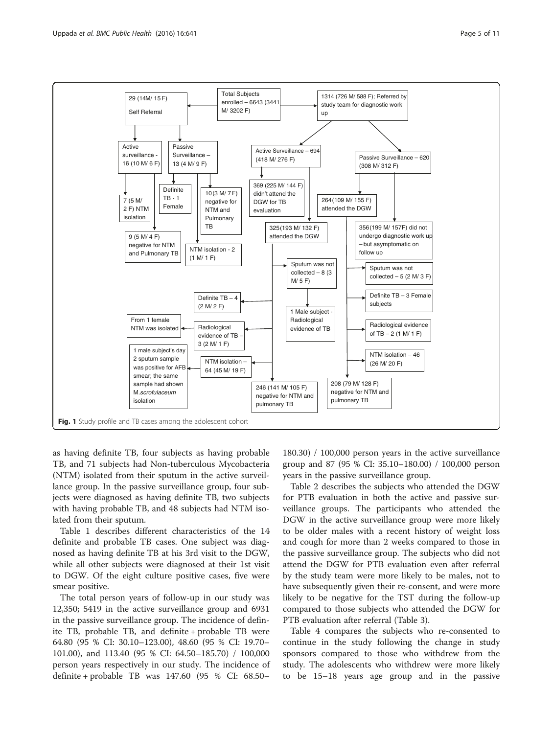Fig. 1 Study profile and TB cases among the adolescent cohort

as having definite TB, four subjects as having probable TB, and 71 subjects had Non-tuberculous Mycobacteria (NTM) isolated from their sputum in the active surveillance group. In the passive surveillance group, four subjects were diagnosed as having definite TB, two subjects with having probable TB, and 48 subjects had NTM isolated from their sputum.

Table 1 describes different characteristics of the 14 definite and probable TB cases. One subject was diagnosed as having definite TB at his 3rd visit to the DGW, while all other subjects were diagnosed at their 1st visit to DGW. Of the eight culture positive cases, five were smear positive.

The total person years of follow-up in our study was 12,350; 5419 in the active surveillance group and 6931 in the passive surveillance group. The incidence of definite TB, probable TB, and definite + probable TB were 64.80 (95 % CI: 30.10–123.00), 48.60 (95 % CI: 19.70–101.00), and 113.40 (95 % CI: 64.50–185.70) / 100,000 person years respectively in our study. The incidence of definite + probable TB was 147.60 (95 % CI: 68.50–180.30) / 100,000 person years in the active surveillance group and 87 (95 % CI: 35.10–180.00) / 100,000 person years in the passive surveillance group.

Table 2 describes the subjects who attended the DGW for PTB evaluation in both the active and passive surveillance groups. The participants who attended the DGW in the active surveillance group were more likely to be older males with a recent history of weight loss and cough for more than 2 weeks compared to those in the passive surveillance group. The subjects who did not attend the DGW for PTB evaluation even after referral by the study team were more likely to be males, not to have subsequently given their re-consent, and were more likely to be negative for the TST during the follow-up compared to those subjects who attended the DGW for PTB evaluation after referral (Table 3).

Table 4 compares the subjects who re-consented to continue in the study following the change in study sponsors compared to those who withdrew from the study. The adolescents who withdrew were more likely to be 15–18 years age group and in the passive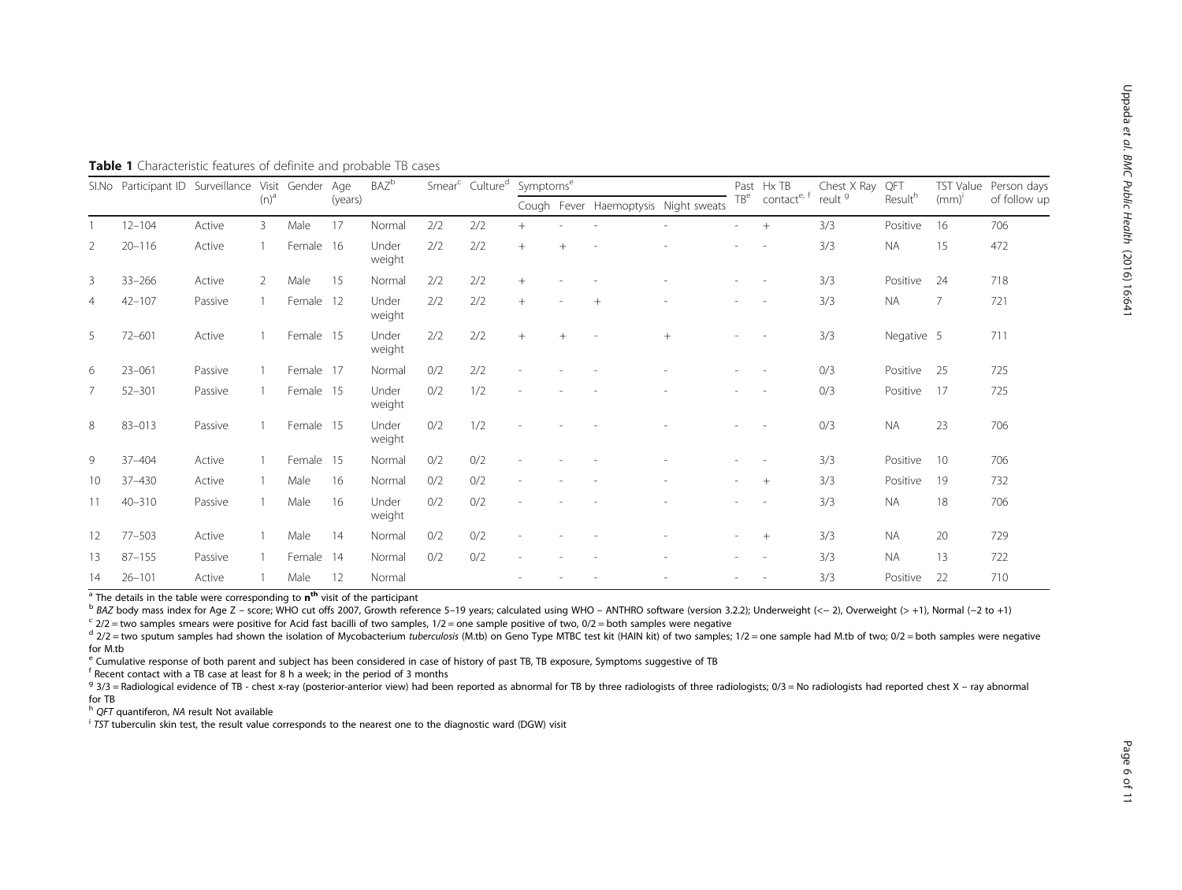**Table 1** Characteristic features of definite and probable TB cases

| Sl.No | Participant ID | Surveillance | Visit (n)[a] | Gender | Age (years) | BAZ[b] | Smear[c] | Culture[d] | Symptoms[e] | | | | Past TB[e] | Hx TB contact[e, f] | Chest X Ray reult [g] | QFT Result[h] | TST Value (mm)[i] | Person days of follow up |
|---|---|---|---|---|---|---|---|---|---|---|---|---|---|---|---|---|---|---|
| | | | | | | | | | Cough | Fever | Haemoptysis | Night sweats | | | | | | |
| 1 | 12–104 | Active | 3 | Male | 17 | Normal | 2/2 | 2/2 | + | - | - | - | - | + | 3/3 | Positive | 16 | 706 |
| 2 | 20–116 | Active | 1 | Female | 16 | Under weight | 2/2 | 2/2 | + | + | - | - | - | - | 3/3 | NA | 15 | 472 |
| 3 | 33–266 | Active | 2 | Male | 15 | Normal | 2/2 | 2/2 | + | - | - | - | - | - | 3/3 | Positive | 24 | 718 |
| 4 | 42–107 | Passive | 1 | Female | 12 | Under weight | 2/2 | 2/2 | + | - | + | - | - | - | 3/3 | NA | 7 | 721 |
| 5 | 72–601 | Active | 1 | Female | 15 | Under weight | 2/2 | 2/2 | + | + | - | + | - | - | 3/3 | Negative | 5 | 711 |
| 6 | 23–061 | Passive | 1 | Female | 17 | Normal | 0/2 | 2/2 | - | - | - | - | - | - | 0/3 | Positive | 25 | 725 |
| 7 | 52–301 | Passive | 1 | Female | 15 | Under weight | 0/2 | 1/2 | - | - | - | - | - | - | 0/3 | Positive | 17 | 725 |
| 8 | 83–013 | Passive | 1 | Female | 15 | Under weight | 0/2 | 1/2 | - | - | - | - | - | - | 0/3 | NA | 23 | 706 |
| 9 | 37–404 | Active | 1 | Female | 15 | Normal | 0/2 | 0/2 | - | - | - | - | - | - | 3/3 | Positive | 10 | 706 |
| 10 | 37–430 | Active | 1 | Male | 16 | Normal | 0/2 | 0/2 | - | - | - | - | - | + | 3/3 | Positive | 19 | 732 |
| 11 | 40–310 | Passive | 1 | Male | 16 | Under weight | 0/2 | 0/2 | - | - | - | - | - | - | 3/3 | NA | 18 | 706 |
| 12 | 77–503 | Active | 1 | Male | 14 | Normal | 0/2 | 0/2 | - | - | - | - | - | + | 3/3 | NA | 20 | 729 |
| 13 | 87–155 | Passive | 1 | Female | 14 | Normal | 0/2 | 0/2 | - | - | - | - | - | - | 3/3 | NA | 13 | 722 |
| 14 | 26–101 | Active | 1 | Male | 12 | Normal | | | - | - | - | - | - | - | 3/3 | Positive | 22 | 710 |

[a] The details in the table were corresponding to **n[th]** visit of the participant

[b] *BAZ* body mass index for Age Z – score; WHO cut offs 2007, Growth reference 5–19 years; calculated using WHO – ANTHRO software (version 3.2.2); Underweight (<− 2), Overweight (> +1), Normal (−2 to +1)

[c] 2/2 = two samples smears were positive for Acid fast bacilli of two samples, 1/2 = one sample positive of two, 0/2 = both samples were negative

[d] 2/2 = two sputum samples had shown the isolation of Mycobacterium *tuberculosis* (M.tb) on Geno Type MTBC test kit (HAIN kit) of two samples; 1/2 = one sample had M.tb of two; 0/2 = both samples were negative for M.tb

[e] Cumulative response of both parent and subject has been considered in case of history of past TB, TB exposure, Symptoms suggestive of TB

[f] Recent contact with a TB case at least for 8 h a week; in the period of 3 months

[g] 3/3 = Radiological evidence of TB - chest x-ray (posterior-anterior view) had been reported as abnormal for TB by three radiologists of three radiologists; 0/3 = No radiologists had reported chest X – ray abnormal for TB

[h] *QFT* quantiferon, *NA* result Not available

[i] *TST* tuberculin skin test, the result value corresponds to the nearest one to the diagnostic ward (DGW) visit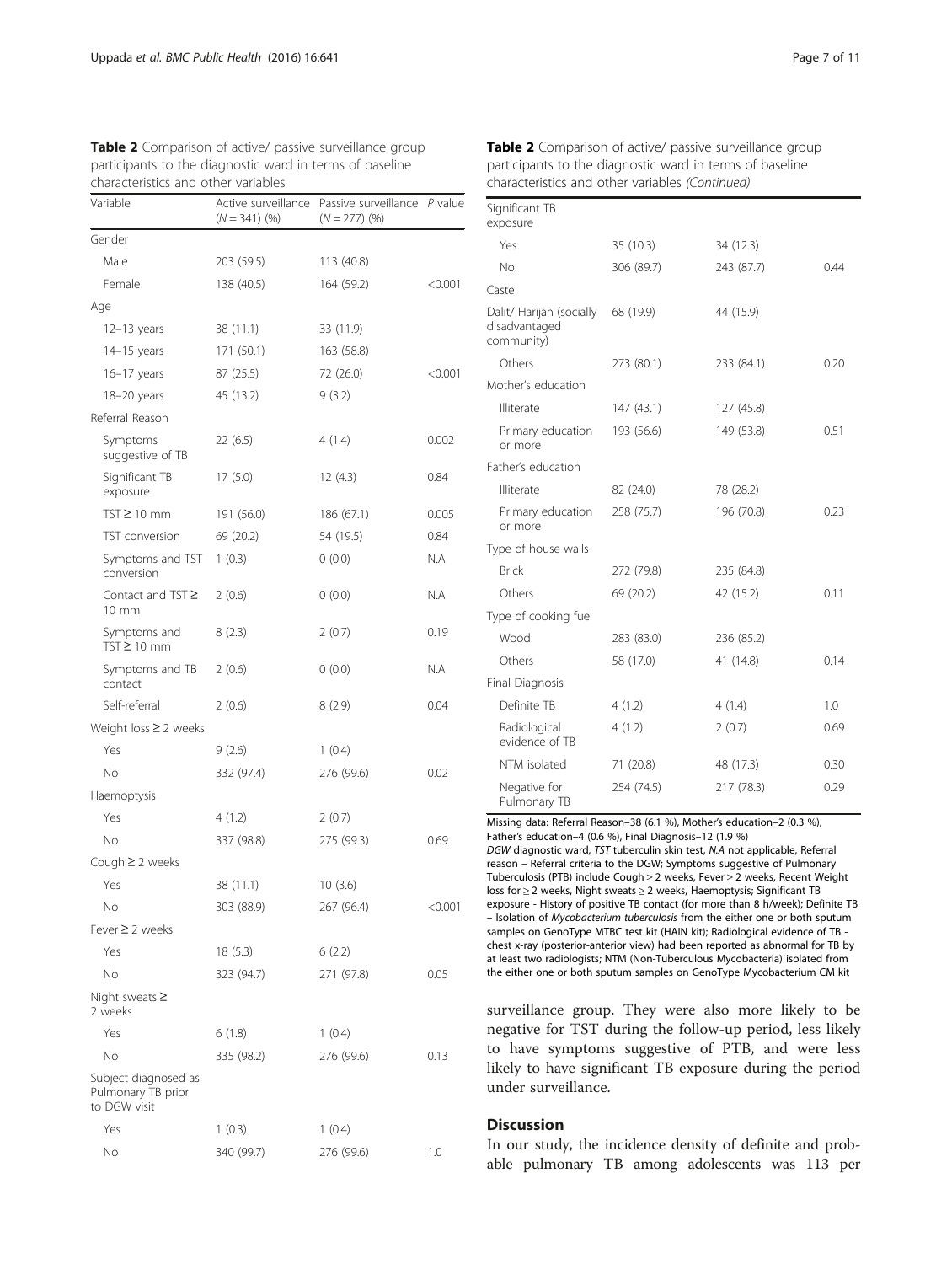**Table 2** Comparison of active/ passive surveillance group participants to the diagnostic ward in terms of baseline characteristics and other variables

| Variable | Active surveillance ($N = 341$) (%) | Passive surveillance ($N = 277$) (%) | *P* value |
|---|---|---|---|
| Gender | | | |
| Male | 203 (59.5) | 113 (40.8) | |
| Female | 138 (40.5) | 164 (59.2) | <0.001 |
| Age | | | |
| 12–13 years | 38 (11.1) | 33 (11.9) | |
| 14–15 years | 171 (50.1) | 163 (58.8) | |
| 16–17 years | 87 (25.5) | 72 (26.0) | <0.001 |
| 18–20 years | 45 (13.2) | 9 (3.2) | |
| Referral Reason | | | |
| Symptoms suggestive of TB | 22 (6.5) | 4 (1.4) | 0.002 |
| Significant TB exposure | 17 (5.0) | 12 (4.3) | 0.84 |
| TST ≥ 10 mm | 191 (56.0) | 186 (67.1) | 0.005 |
| TST conversion | 69 (20.2) | 54 (19.5) | 0.84 |
| Symptoms and TST conversion | 1 (0.3) | 0 (0.0) | N.A |
| Contact and TST ≥ 10 mm | 2 (0.6) | 0 (0.0) | N.A |
| Symptoms and TST ≥ 10 mm | 8 (2.3) | 2 (0.7) | 0.19 |
| Symptoms and TB contact | 2 (0.6) | 0 (0.0) | N.A |
| Self-referral | 2 (0.6) | 8 (2.9) | 0.04 |
| Weight loss ≥ 2 weeks | | | |
| Yes | 9 (2.6) | 1 (0.4) | |
| No | 332 (97.4) | 276 (99.6) | 0.02 |
| Haemoptysis | | | |
| Yes | 4 (1.2) | 2 (0.7) | |
| No | 337 (98.8) | 275 (99.3) | 0.69 |
| Cough ≥ 2 weeks | | | |
| Yes | 38 (11.1) | 10 (3.6) | |
| No | 303 (88.9) | 267 (96.4) | <0.001 |
| Fever ≥ 2 weeks | | | |
| Yes | 18 (5.3) | 6 (2.2) | |
| No | 323 (94.7) | 271 (97.8) | 0.05 |
| Night sweats ≥ 2 weeks | | | |
| Yes | 6 (1.8) | 1 (0.4) | |
| No | 335 (98.2) | 276 (99.6) | 0.13 |
| Subject diagnosed as Pulmonary TB prior to DGW visit | | | |
| Yes | 1 (0.3) | 1 (0.4) | |
| No | 340 (99.7) | 276 (99.6) | 1.0 |
| Significant TB exposure | | | |
| Yes | 35 (10.3) | 34 (12.3) | |
| No | 306 (89.7) | 243 (87.7) | 0.44 |
| Caste | | | |
| Dalit/ Harijan (socially disadvantaged community) | 68 (19.9) | 44 (15.9) | |
| Others | 273 (80.1) | 233 (84.1) | 0.20 |
| Mother's education | | | |
| Illiterate | 147 (43.1) | 127 (45.8) | |
| Primary education or more | 193 (56.6) | 149 (53.8) | 0.51 |
| Father's education | | | |
| Illiterate | 82 (24.0) | 78 (28.2) | |
| Primary education or more | 258 (75.7) | 196 (70.8) | 0.23 |
| Type of house walls | | | |
| Brick | 272 (79.8) | 235 (84.8) | |
| Others | 69 (20.2) | 42 (15.2) | 0.11 |
| Type of cooking fuel | | | |
| Wood | 283 (83.0) | 236 (85.2) | |
| Others | 58 (17.0) | 41 (14.8) | 0.14 |
| Final Diagnosis | | | |
| Definite TB | 4 (1.2) | 4 (1.4) | 1.0 |
| Radiological evidence of TB | 4 (1.2) | 2 (0.7) | 0.69 |
| NTM isolated | 71 (20.8) | 48 (17.3) | 0.30 |
| Negative for Pulmonary TB | 254 (74.5) | 217 (78.3) | 0.29 |

Missing data: Referral Reason–38 (6.1 %), Mother's education–2 (0.3 %), Father's education–4 (0.6 %), Final Diagnosis–12 (1.9 %)
*DGW* diagnostic ward, *TST* tuberculin skin test, *N.A* not applicable, Referral reason – Referral criteria to the DGW; Symptoms suggestive of Pulmonary Tuberculosis (PTB) include Cough ≥ 2 weeks, Fever ≥ 2 weeks, Recent Weight loss for ≥ 2 weeks, Night sweats ≥ 2 weeks, Haemoptysis; Significant TB exposure - History of positive TB contact (for more than 8 h/week); Definite TB – Isolation of *Mycobacterium tuberculosis* from the either one or both sputum samples on GenoType MTBC test kit (HAIN kit); Radiological evidence of TB - chest x-ray (posterior-anterior view) had been reported as abnormal for TB by at least two radiologists; NTM (Non-Tuberculous Mycobacteria) isolated from the either one or both sputum samples on GenoType Mycobacterium CM kit

surveillance group. They were also more likely to be negative for TST during the follow-up period, less likely to have symptoms suggestive of PTB, and were less likely to have significant TB exposure during the period under surveillance.

## Discussion

In our study, the incidence density of definite and probable pulmonary TB among adolescents was 113 per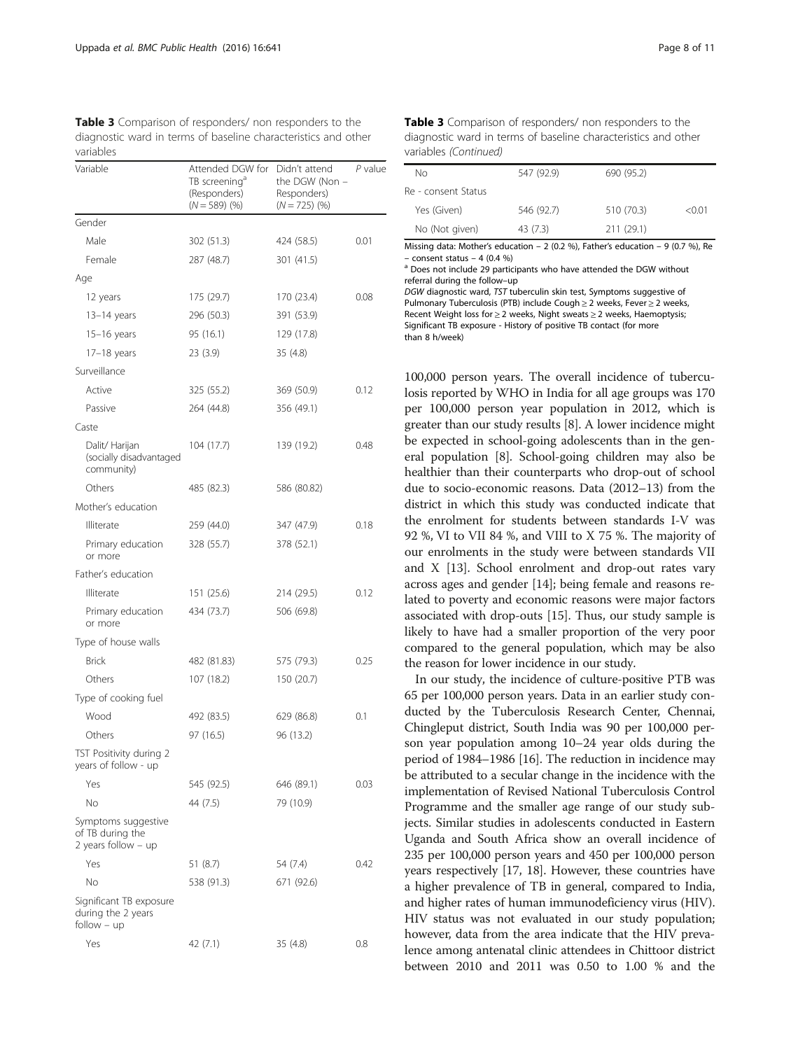**Table 3** Comparison of responders/ non responders to the diagnostic ward in terms of baseline characteristics and other variables

| Variable | Attended DGW for TB screening[a] (Responders) ($N = 589$) (%) | Didn't attend the DGW (Non – Responders) ($N = 725$) (%) | *P* value |
|---|---|---|---|
| Gender | | | |
| Male | 302 (51.3) | 424 (58.5) | 0.01 |
| Female | 287 (48.7) | 301 (41.5) | |
| Age | | | |
| 12 years | 175 (29.7) | 170 (23.4) | 0.08 |
| 13–14 years | 296 (50.3) | 391 (53.9) | |
| 15–16 years | 95 (16.1) | 129 (17.8) | |
| 17–18 years | 23 (3.9) | 35 (4.8) | |
| Surveillance | | | |
| Active | 325 (55.2) | 369 (50.9) | 0.12 |
| Passive | 264 (44.8) | 356 (49.1) | |
| Caste | | | |
| Dalit/ Harijan (socially disadvantaged community) | 104 (17.7) | 139 (19.2) | 0.48 |
| Others | 485 (82.3) | 586 (80.82) | |
| Mother's education | | | |
| Illiterate | 259 (44.0) | 347 (47.9) | 0.18 |
| Primary education or more | 328 (55.7) | 378 (52.1) | |
| Father's education | | | |
| Illiterate | 151 (25.6) | 214 (29.5) | 0.12 |
| Primary education or more | 434 (73.7) | 506 (69.8) | |
| Type of house walls | | | |
| Brick | 482 (81.83) | 575 (79.3) | 0.25 |
| Others | 107 (18.2) | 150 (20.7) | |
| Type of cooking fuel | | | |
| Wood | 492 (83.5) | 629 (86.8) | 0.1 |
| Others | 97 (16.5) | 96 (13.2) | |
| TST Positivity during 2 years of follow - up | | | |
| Yes | 545 (92.5) | 646 (89.1) | 0.03 |
| No | 44 (7.5) | 79 (10.9) | |
| Symptoms suggestive of TB during the 2 years follow – up | | | |
| Yes | 51 (8.7) | 54 (7.4) | 0.42 |
| No | 538 (91.3) | 671 (92.6) | |
| Significant TB exposure during the 2 years follow – up | | | |
| Yes | 42 (7.1) | 35 (4.8) | 0.8 |
| No | 547 (92.9) | 690 (95.2) | |
| Re - consent Status | | | |
| Yes (Given) | 546 (92.7) | 510 (70.3) | <0.01 |
| No (Not given) | 43 (7.3) | 211 (29.1) | |

Missing data: Mother's education – 2 (0.2 %), Father's education – 9 (0.7 %), Re – consent status – 4 (0.4 %)

[a] Does not include 29 participants who have attended the DGW without referral during the follow–up

*DGW* diagnostic ward, *TST* tuberculin skin test, Symptoms suggestive of Pulmonary Tuberculosis (PTB) include Cough ≥ 2 weeks, Fever ≥ 2 weeks, Recent Weight loss for ≥ 2 weeks, Night sweats ≥ 2 weeks, Haemoptysis; Significant TB exposure - History of positive TB contact (for more than 8 h/week)

100,000 person years. The overall incidence of tuberculosis reported by WHO in India for all age groups was 170 per 100,000 person year population in 2012, which is greater than our study results [8]. A lower incidence might be expected in school-going adolescents than in the general population [8]. School-going children may also be healthier than their counterparts who drop-out of school due to socio-economic reasons. Data (2012–13) from the district in which this study was conducted indicate that the enrolment for students between standards I-V was 92 %, VI to VII 84 %, and VIII to X 75 %. The majority of our enrolments in the study were between standards VII and X [13]. School enrolment and drop-out rates vary across ages and gender [14]; being female and reasons related to poverty and economic reasons were major factors associated with drop-outs [15]. Thus, our study sample is likely to have had a smaller proportion of the very poor compared to the general population, which may be also the reason for lower incidence in our study.

In our study, the incidence of culture-positive PTB was 65 per 100,000 person years. Data in an earlier study conducted by the Tuberculosis Research Center, Chennai, Chingleput district, South India was 90 per 100,000 person year population among 10–24 year olds during the period of 1984–1986 [16]. The reduction in incidence may be attributed to a secular change in the incidence with the implementation of Revised National Tuberculosis Control Programme and the smaller age range of our study subjects. Similar studies in adolescents conducted in Eastern Uganda and South Africa show an overall incidence of 235 per 100,000 person years and 450 per 100,000 person years respectively [17, 18]. However, these countries have a higher prevalence of TB in general, compared to India, and higher rates of human immunodeficiency virus (HIV). HIV status was not evaluated in our study population; however, data from the area indicate that the HIV prevalence among antenatal clinic attendees in Chittoor district between 2010 and 2011 was 0.50 to 1.00 % and the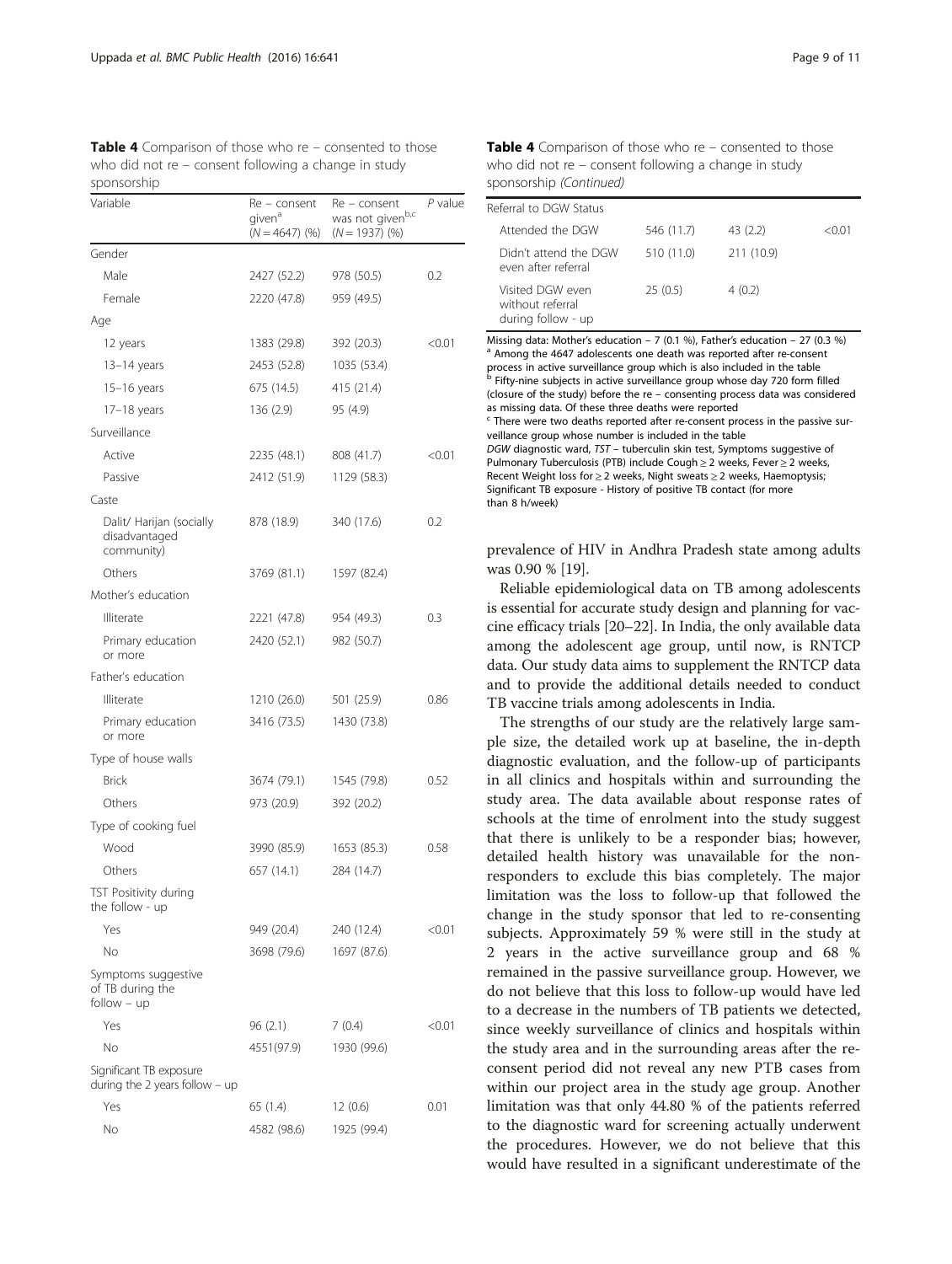**Table 4** Comparison of those who re – consented to those who did not re – consent following a change in study sponsorship

| Variable | Re – consent given[a] (N = 4647) (%) | Re – consent was not given[b,c] (N = 1937) (%) | P value |
|---|---|---|---|
| Gender | | | |
| Male | 2427 (52.2) | 978 (50.5) | 0.2 |
| Female | 2220 (47.8) | 959 (49.5) | |
| Age | | | |
| 12 years | 1383 (29.8) | 392 (20.3) | <0.01 |
| 13–14 years | 2453 (52.8) | 1035 (53.4) | |
| 15–16 years | 675 (14.5) | 415 (21.4) | |
| 17–18 years | 136 (2.9) | 95 (4.9) | |
| Surveillance | | | |
| Active | 2235 (48.1) | 808 (41.7) | <0.01 |
| Passive | 2412 (51.9) | 1129 (58.3) | |
| Caste | | | |
| Dalit/ Harijan (socially disadvantaged community) | 878 (18.9) | 340 (17.6) | 0.2 |
| Others | 3769 (81.1) | 1597 (82.4) | |
| Mother's education | | | |
| Illiterate | 2221 (47.8) | 954 (49.3) | 0.3 |
| Primary education or more | 2420 (52.1) | 982 (50.7) | |
| Father's education | | | |
| Illiterate | 1210 (26.0) | 501 (25.9) | 0.86 |
| Primary education or more | 3416 (73.5) | 1430 (73.8) | |
| Type of house walls | | | |
| Brick | 3674 (79.1) | 1545 (79.8) | 0.52 |
| Others | 973 (20.9) | 392 (20.2) | |
| Type of cooking fuel | | | |
| Wood | 3990 (85.9) | 1653 (85.3) | 0.58 |
| Others | 657 (14.1) | 284 (14.7) | |
| TST Positivity during the follow - up | | | |
| Yes | 949 (20.4) | 240 (12.4) | <0.01 |
| No | 3698 (79.6) | 1697 (87.6) | |
| Symptoms suggestive of TB during the follow – up | | | |
| Yes | 96 (2.1) | 7 (0.4) | <0.01 |
| No | 4551(97.9) | 1930 (99.6) | |
| Significant TB exposure during the 2 years follow – up | | | |
| Yes | 65 (1.4) | 12 (0.6) | 0.01 |
| No | 4582 (98.6) | 1925 (99.4) | |
| Referral to DGW Status | | | |
| Attended the DGW | 546 (11.7) | 43 (2.2) | <0.01 |
| Didn't attend the DGW even after referral | 510 (11.0) | 211 (10.9) | |
| Visited DGW even without referral during follow - up | 25 (0.5) | 4 (0.2) | |

Missing data: Mother's education – 7 (0.1 %), Father's education – 27 (0.3 %)
[a] Among the 4647 adolescents one death was reported after re-consent process in active surveillance group which is also included in the table
[b] Fifty-nine subjects in active surveillance group whose day 720 form filled (closure of the study) before the re – consenting process data was considered as missing data. Of these three deaths were reported
[c] There were two deaths reported after re-consent process in the passive surveillance group whose number is included in the table
*DGW* diagnostic ward, *TST* – tuberculin skin test, Symptoms suggestive of Pulmonary Tuberculosis (PTB) include Cough ≥ 2 weeks, Fever ≥ 2 weeks, Recent Weight loss for ≥ 2 weeks, Night sweats ≥ 2 weeks, Haemoptysis; Significant TB exposure - History of positive TB contact (for more than 8 h/week)

prevalence of HIV in Andhra Pradesh state among adults was 0.90 % [19].

Reliable epidemiological data on TB among adolescents is essential for accurate study design and planning for vaccine efficacy trials [20–22]. In India, the only available data among the adolescent age group, until now, is RNTCP data. Our study data aims to supplement the RNTCP data and to provide the additional details needed to conduct TB vaccine trials among adolescents in India.

The strengths of our study are the relatively large sample size, the detailed work up at baseline, the in-depth diagnostic evaluation, and the follow-up of participants in all clinics and hospitals within and surrounding the study area. The data available about response rates of schools at the time of enrolment into the study suggest that there is unlikely to be a responder bias; however, detailed health history was unavailable for the non-responders to exclude this bias completely. The major limitation was the loss to follow-up that followed the change in the study sponsor that led to re-consenting subjects. Approximately 59 % were still in the study at 2 years in the active surveillance group and 68 % remained in the passive surveillance group. However, we do not believe that this loss to follow-up would have led to a decrease in the numbers of TB patients we detected, since weekly surveillance of clinics and hospitals within the study area and in the surrounding areas after the re-consent period did not reveal any new PTB cases from within our project area in the study age group. Another limitation was that only 44.80 % of the patients referred to the diagnostic ward for screening actually underwent the procedures. However, we do not believe that this would have resulted in a significant underestimate of the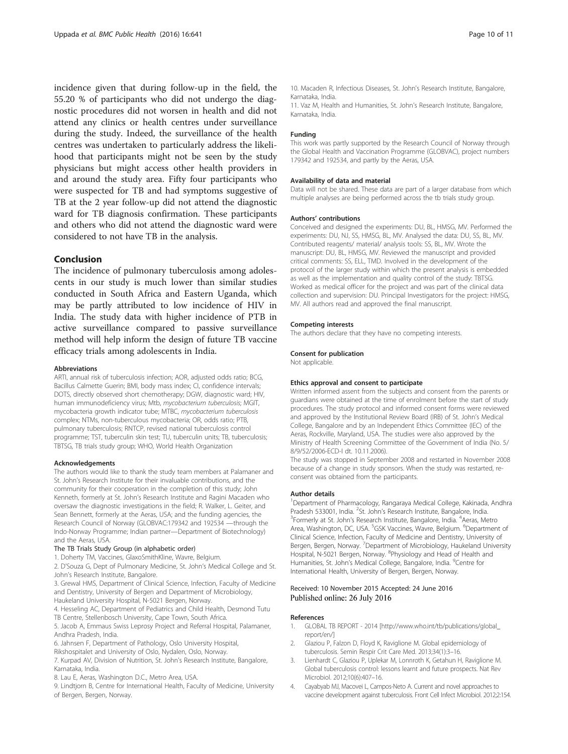incidence given that during follow-up in the field, the 55.20 % of participants who did not undergo the diagnostic procedures did not worsen in health and did not attend any clinics or health centres under surveillance during the study. Indeed, the surveillance of the health centres was undertaken to particularly address the likelihood that participants might not be seen by the study physicians but might access other health providers in and around the study area. Fifty four participants who were suspected for TB and had symptoms suggestive of TB at the 2 year follow-up did not attend the diagnostic ward for TB diagnosis confirmation. These participants and others who did not attend the diagnostic ward were considered to not have TB in the analysis.

## Conclusion

The incidence of pulmonary tuberculosis among adolescents in our study is much lower than similar studies conducted in South Africa and Eastern Uganda, which may be partly attributed to low incidence of HIV in India. The study data with higher incidence of PTB in active surveillance compared to passive surveillance method will help inform the design of future TB vaccine efficacy trials among adolescents in India.

#### Abbreviations

ARTI, annual risk of tuberculosis infection; AOR, adjusted odds ratio; BCG, Bacillus Calmette Guerin; BMI, body mass index; CI, confidence intervals; DOTS, directly observed short chemotherapy; DGW, diagnostic ward; HIV, human immunodeficiency virus; Mtb, *mycobacterium tuberculosis*; MGIT, mycobacteria growth indicator tube; MTBC, *mycobacterium tuberculosis* complex; NTMs, non-tuberculous mycobacteria; OR, odds ratio; PTB, pulmonary tuberculosis; RNTCP, revised national tuberculosis control programme; TST, tuberculin skin test; TU, tuberculin units; TB, tuberculosis; TBTSG, TB trials study group; WHO, World Health Organization

#### Acknowledgements

The authors would like to thank the study team members at Palamaner and St. John's Research Institute for their invaluable contributions, and the community for their cooperation in the completion of this study; John Kenneth, formerly at St. John's Research Institute and Ragini Macaden who oversaw the diagnostic investigations in the field; R. Walker, L. Geiter, and Sean Bennett, formerly at the Aeras, USA; and the funding agencies, the Research Council of Norway (GLOBVAC:179342 and 192534 —through the Indo-Norway Programme; Indian partner—Department of Biotechnology) and the Aeras, USA.

#### The TB Trials Study Group (in alphabetic order)

1. Doherty TM, Vaccines, GlaxoSmithKline, Wavre, Belgium.
2. D'Souza G, Dept of Pulmonary Medicine, St. John's Medical College and St. John's Research Institute, Bangalore.
3. Grewal HMS, Department of Clinical Science, Infection, Faculty of Medicine and Dentistry, University of Bergen and Department of Microbiology, Haukeland University Hospital, N-5021 Bergen, Norway.
4. Hesseling AC, Department of Pediatrics and Child Health, Desmond Tutu TB Centre, Stellenbosch University, Cape Town, South Africa.
5. Jacob A, Emmaus Swiss Leprosy Project and Referral Hospital, Palamaner, Andhra Pradesh, India.
6. Jahnsen F, Department of Pathology, Oslo University Hospital, Rikshospitalet and University of Oslo, Nydalen, Oslo, Norway.
7. Kurpad AV, Division of Nutrition, St. John's Research Institute, Bangalore, Karnataka, India.
8. Lau E, Aeras, Washington D.C., Metro Area, USA.
9. Lindtjorn B, Centre for International Health, Faculty of Medicine, University of Bergen, Bergen, Norway.
10. Macaden R, Infectious Diseases, St. John's Research Institute, Bangalore, Karnataka, India.
11. Vaz M, Health and Humanities, St. John's Research Institute, Bangalore, Karnataka, India.

#### Funding

This work was partly supported by the Research Council of Norway through the Global Health and Vaccination Programme (GLOBVAC), project numbers 179342 and 192534, and partly by the Aeras, USA.

#### Availability of data and material

Data will not be shared. These data are part of a larger database from which multiple analyses are being performed across the tb trials study group.

#### Authors' contributions

Conceived and designed the experiments: DU, BL, HMSG, MV. Performed the experiments: DU, NJ, SS, HMSG, BL, MV. Analysed the data: DU, SS, BL, MV. Contributed reagents/ material/ analysis tools: SS, BL, MV. Wrote the manuscript: DU, BL, HMSG, MV. Reviewed the manuscript and provided critical comments: SS, ELL, TMD. Involved in the development of the protocol of the larger study within which the present analysis is embedded as well as the implementation and quality control of the study: TBTSG. Worked as medical officer for the project and was part of the clinical data collection and supervision: DU. Principal Investigators for the project: HMSG, MV. All authors read and approved the final manuscript.

#### Competing interests

The authors declare that they have no competing interests.

#### Consent for publication

Not applicable.

#### Ethics approval and consent to participate

Written informed assent from the subjects and consent from the parents or guardians were obtained at the time of enrolment before the start of study procedures. The study protocol and informed consent forms were reviewed and approved by the Institutional Review Board (IRB) of St. John's Medical College, Bangalore and by an Independent Ethics Committee (IEC) of the Aeras, Rockville, Maryland, USA. The studies were also approved by the Ministry of Health Screening Committee of the Government of India (No. 5/8/9/52/2006-ECD-I dt. 10.11.2006).

The study was stopped in September 2008 and restarted in November 2008 because of a change in study sponsors. When the study was restarted, re-consent was obtained from the participants.

#### Author details

[1]Department of Pharmacology, Rangaraya Medical College, Kakinada, Andhra Pradesh 533001, India. [2]St. John's Research Institute, Bangalore, India. [3]Formerly at St. John's Research Institute, Bangalore, India. [4]Aeras, Metro Area, Washington, DC, USA. [5]GSK Vaccines, Wavre, Belgium. [6]Department of Clinical Science, Infection, Faculty of Medicine and Dentistry, University of Bergen, Bergen, Norway. [7]Department of Microbiology, Haukeland University Hospital, N-5021 Bergen, Norway. [8]Physiology and Head of Health and Humanities, St. John's Medical College, Bangalore, India. [9]Centre for International Health, University of Bergen, Bergen, Norway.

Received: 10 November 2015 Accepted: 24 June 2016
Published online: 26 July 2016

#### References

1. GLOBAL TB REPORT - 2014 [http://www.who.int/tb/publications/global_report/en/]
2. Glaziou P, Falzon D, Floyd K, Raviglione M. Global epidemiology of tuberculosis. Semin Respir Crit Care Med. 2013;34(1):3–16.
3. Lienhardt C, Glaziou P, Uplekar M, Lonnroth K, Getahun H, Raviglione M. Global tuberculosis control: lessons learnt and future prospects. Nat Rev Microbiol. 2012;10(6):407–16.
4. Cayabyab MJ, Macovei L, Campos-Neto A. Current and novel approaches to vaccine development against tuberculosis. Front Cell Infect Microbiol. 2012;2:154.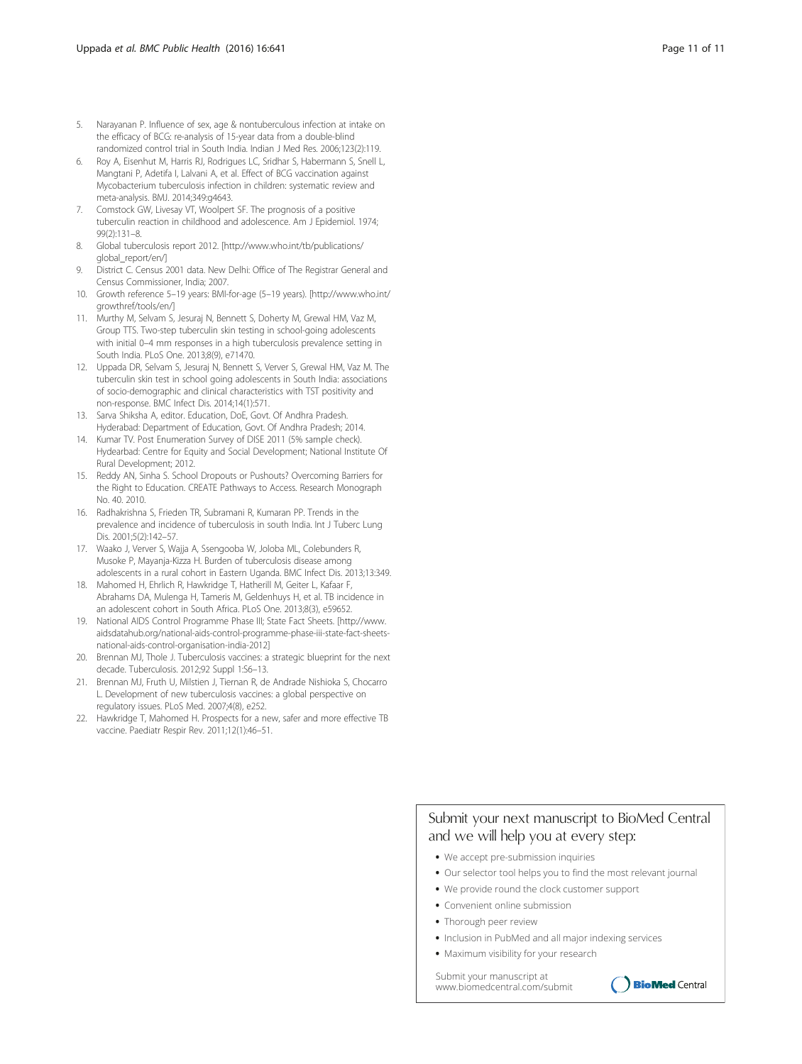5. Narayanan P. Influence of sex, age & nontuberculous infection at intake on the efficacy of BCG: re-analysis of 15-year data from a double-blind randomized control trial in South India. Indian J Med Res. 2006;123(2):119.
6. Roy A, Eisenhut M, Harris RJ, Rodrigues LC, Sridhar S, Habermann S, Snell L, Mangtani P, Adetifa I, Lalvani A, et al. Effect of BCG vaccination against Mycobacterium tuberculosis infection in children: systematic review and meta-analysis. BMJ. 2014;349:g4643.
7. Comstock GW, Livesay VT, Woolpert SF. The prognosis of a positive tuberculin reaction in childhood and adolescence. Am J Epidemiol. 1974; 99(2):131–8.
8. Global tuberculosis report 2012. [http://www.who.int/tb/publications/global_report/en/]
9. District C. Census 2001 data. New Delhi: Office of The Registrar General and Census Commissioner, India; 2007.
10. Growth reference 5–19 years: BMI-for-age (5–19 years). [http://www.who.int/growthref/tools/en/]
11. Murthy M, Selvam S, Jesuraj N, Bennett S, Doherty M, Grewal HM, Vaz M, Group TTS. Two-step tuberculin skin testing in school-going adolescents with initial 0–4 mm responses in a high tuberculosis prevalence setting in South India. PLoS One. 2013;8(9), e71470.
12. Uppada DR, Selvam S, Jesuraj N, Bennett S, Verver S, Grewal HM, Vaz M. The tuberculin skin test in school going adolescents in South India: associations of socio-demographic and clinical characteristics with TST positivity and non-response. BMC Infect Dis. 2014;14(1):571.
13. Sarva Shiksha A, editor. Education, DoE, Govt. Of Andhra Pradesh. Hyderabad: Department of Education, Govt. Of Andhra Pradesh; 2014.
14. Kumar TV. Post Enumeration Survey of DISE 2011 (5% sample check). Hydearbad: Centre for Equity and Social Development; National Institute Of Rural Development; 2012.
15. Reddy AN, Sinha S. School Dropouts or Pushouts? Overcoming Barriers for the Right to Education. CREATE Pathways to Access. Research Monograph No. 40. 2010.
16. Radhakrishna S, Frieden TR, Subramani R, Kumaran PP. Trends in the prevalence and incidence of tuberculosis in south India. Int J Tuberc Lung Dis. 2001;5(2):142–57.
17. Waako J, Verver S, Wajja A, Ssengooba W, Joloba ML, Colebunders R, Musoke P, Mayanja-Kizza H. Burden of tuberculosis disease among adolescents in a rural cohort in Eastern Uganda. BMC Infect Dis. 2013;13:349.
18. Mahomed H, Ehrlich R, Hawkridge T, Hatherill M, Geiter L, Kafaar F, Abrahams DA, Mulenga H, Tameris M, Geldenhuys H, et al. TB incidence in an adolescent cohort in South Africa. PLoS One. 2013;8(3), e59652.
19. National AIDS Control Programme Phase III; State Fact Sheets. [http://www.aidsdatahub.org/national-aids-control-programme-phase-iii-state-fact-sheets-national-aids-control-organisation-india-2012]
20. Brennan MJ, Thole J. Tuberculosis vaccines: a strategic blueprint for the next decade. Tuberculosis. 2012;92 Suppl 1:S6–13.
21. Brennan MJ, Fruth U, Milstien J, Tiernan R, de Andrade Nishioka S, Chocarro L. Development of new tuberculosis vaccines: a global perspective on regulatory issues. PLoS Med. 2007;4(8), e252.
22. Hawkridge T, Mahomed H. Prospects for a new, safer and more effective TB vaccine. Paediatr Respir Rev. 2011;12(1):46–51.

Submit your next manuscript to BioMed Central and we will help you at every step:

- We accept pre-submission inquiries
- Our selector tool helps you to find the most relevant journal
- We provide round the clock customer support
- Convenient online submission
- Thorough peer review
- Inclusion in PubMed and all major indexing services
- Maximum visibility for your research

Submit your manuscript at www.biomedcentral.com/submit

BioMed Central